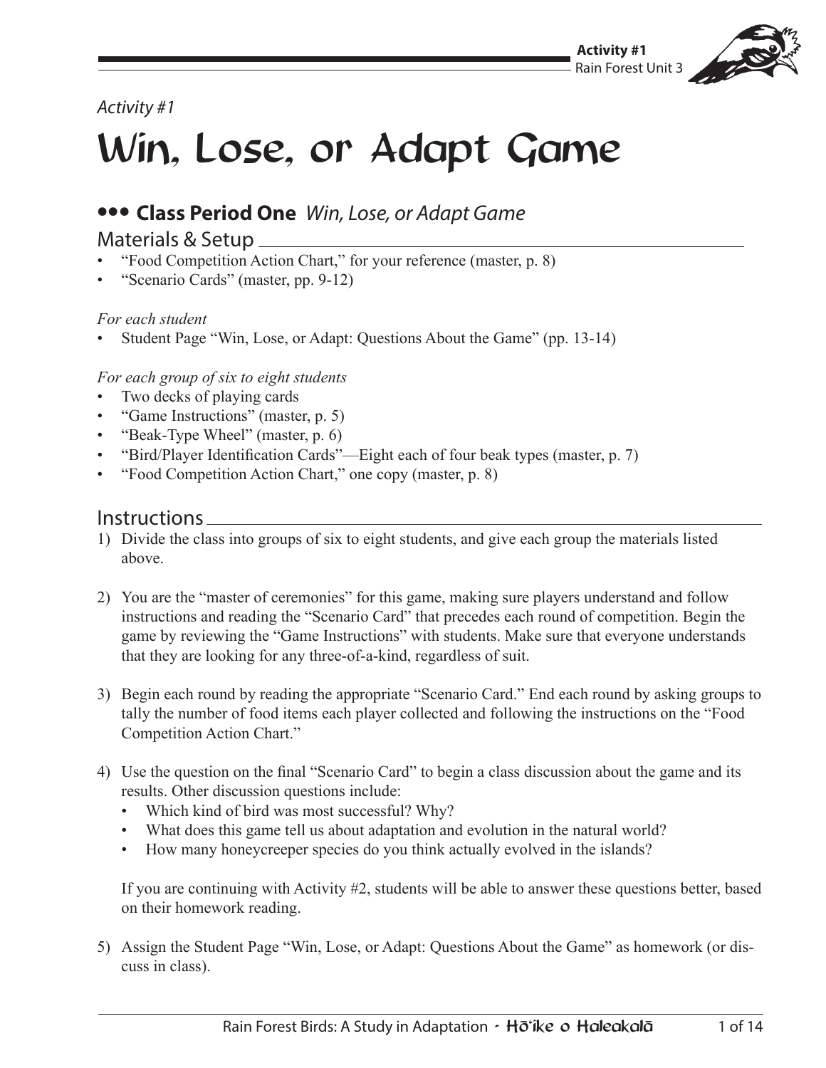*Activity #1*

# Win, Lose, or Adapt Game

## ••• Class Period One *Win, Lose, or Adapt Game*

### Materials & Setup

- "Food Competition Action Chart," for your reference (master, p. 8)
- "Scenario Cards" (master, pp. 9-12)

*For each student*

- Student Page "Win, Lose, or Adapt: Questions About the Game" (pp. 13-14)

*For each group of six to eight students*

- Two decks of playing cards
- "Game Instructions" (master, p. 5)
- "Beak-Type Wheel" (master, p. 6)
- "Bird/Player Identification Cards"—Eight each of four beak types (master, p. 7)
- "Food Competition Action Chart," one copy (master, p. 8)

### Instructions

1) Divide the class into groups of six to eight students, and give each group the materials listed above.

2) You are the "master of ceremonies" for this game, making sure players understand and follow instructions and reading the "Scenario Card" that precedes each round of competition. Begin the game by reviewing the "Game Instructions" with students. Make sure that everyone understands that they are looking for any three-of-a-kind, regardless of suit.

3) Begin each round by reading the appropriate "Scenario Card." End each round by asking groups to tally the number of food items each player collected and following the instructions on the "Food Competition Action Chart."

4) Use the question on the final "Scenario Card" to begin a class discussion about the game and its results. Other discussion questions include:
   - Which kind of bird was most successful? Why?
   - What does this game tell us about adaptation and evolution in the natural world?
   - How many honeycreeper species do you think actually evolved in the islands?

   If you are continuing with Activity #2, students will be able to answer these questions better, based on their homework reading.

5) Assign the Student Page "Win, Lose, or Adapt: Questions About the Game" as homework (or discuss in class).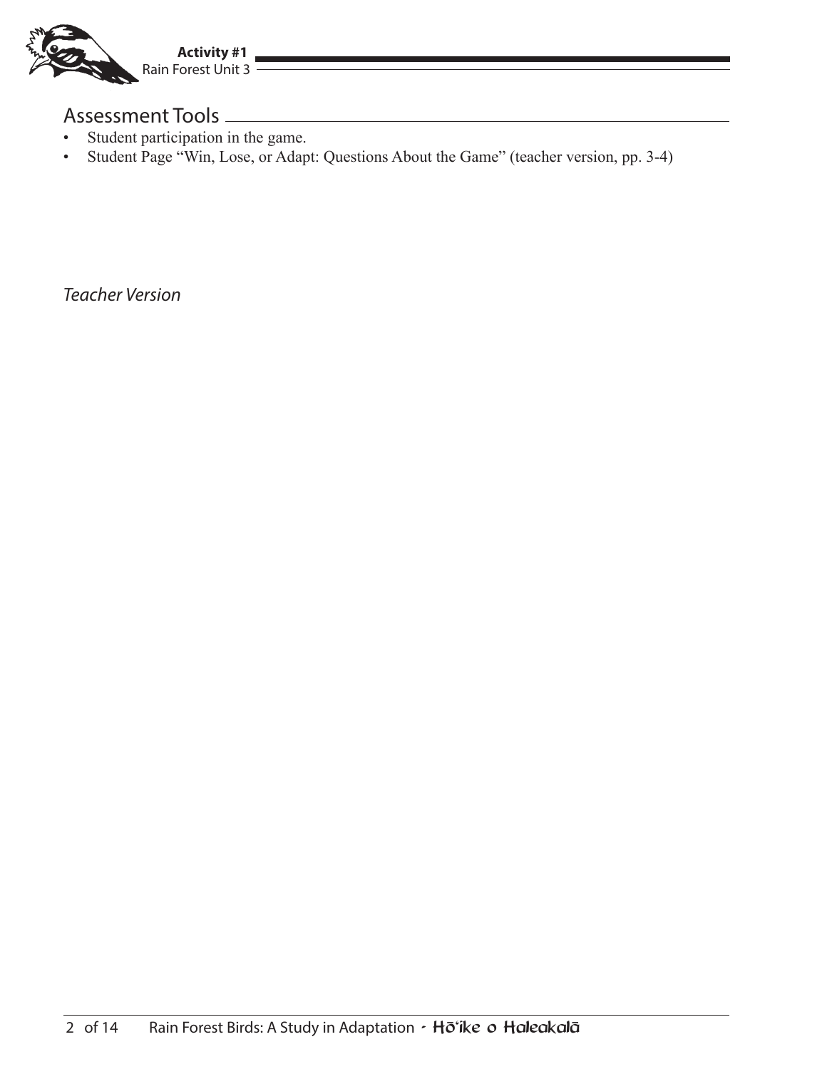## Assessment Tools

- Student participation in the game.
- Student Page "Win, Lose, or Adapt: Questions About the Game" (teacher version, pp. 3-4)

*Teacher Version*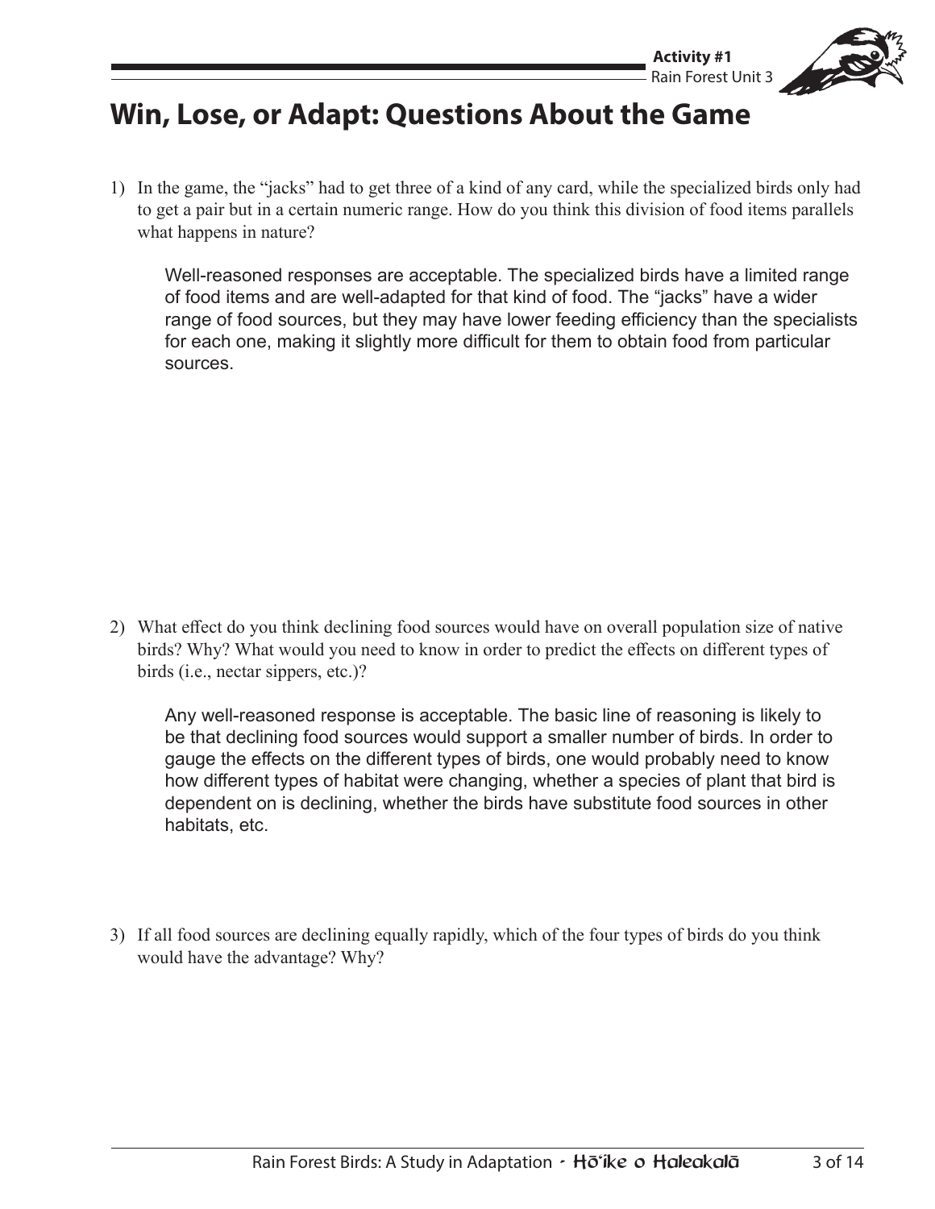# Win, Lose, or Adapt: Questions About the Game

1) In the game, the "jacks" had to get three of a kind of any card, while the specialized birds only had to get a pair but in a certain numeric range. How do you think this division of food items parallels what happens in nature?

   Well-reasoned responses are acceptable. The specialized birds have a limited range of food items and are well-adapted for that kind of food. The "jacks" have a wider range of food sources, but they may have lower feeding efficiency than the specialists for each one, making it slightly more difficult for them to obtain food from particular sources.

2) What effect do you think declining food sources would have on overall population size of native birds? Why? What would you need to know in order to predict the effects on different types of birds (i.e., nectar sippers, etc.)?

   Any well-reasoned response is acceptable. The basic line of reasoning is likely to be that declining food sources would support a smaller number of birds. In order to gauge the effects on the different types of birds, one would probably need to know how different types of habitat were changing, whether a species of plant that bird is dependent on is declining, whether the birds have substitute food sources in other habitats, etc.

3) If all food sources are declining equally rapidly, which of the four types of birds do you think would have the advantage? Why?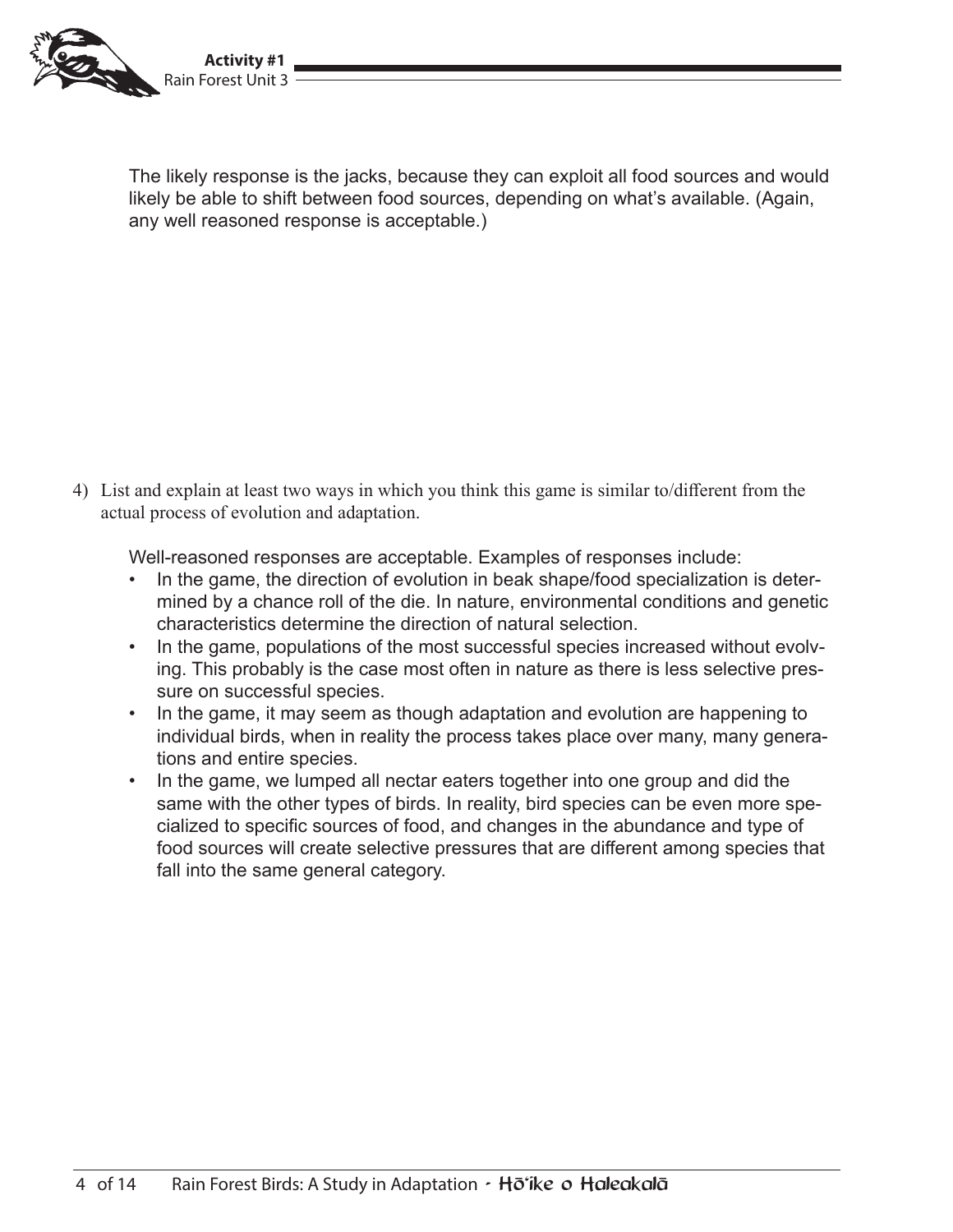The likely response is the jacks, because they can exploit all food sources and would likely be able to shift between food sources, depending on what's available. (Again, any well reasoned response is acceptable.)

4) List and explain at least two ways in which you think this game is similar to/different from the actual process of evolution and adaptation.

   Well-reasoned responses are acceptable. Examples of responses include:

   - In the game, the direction of evolution in beak shape/food specialization is determined by a chance roll of the die. In nature, environmental conditions and genetic characteristics determine the direction of natural selection.
   - In the game, populations of the most successful species increased without evolving. This probably is the case most often in nature as there is less selective pressure on successful species.
   - In the game, it may seem as though adaptation and evolution are happening to individual birds, when in reality the process takes place over many, many generations and entire species.
   - In the game, we lumped all nectar eaters together into one group and did the same with the other types of birds. In reality, bird species can be even more specialized to specific sources of food, and changes in the abundance and type of food sources will create selective pressures that are different among species that fall into the same general category.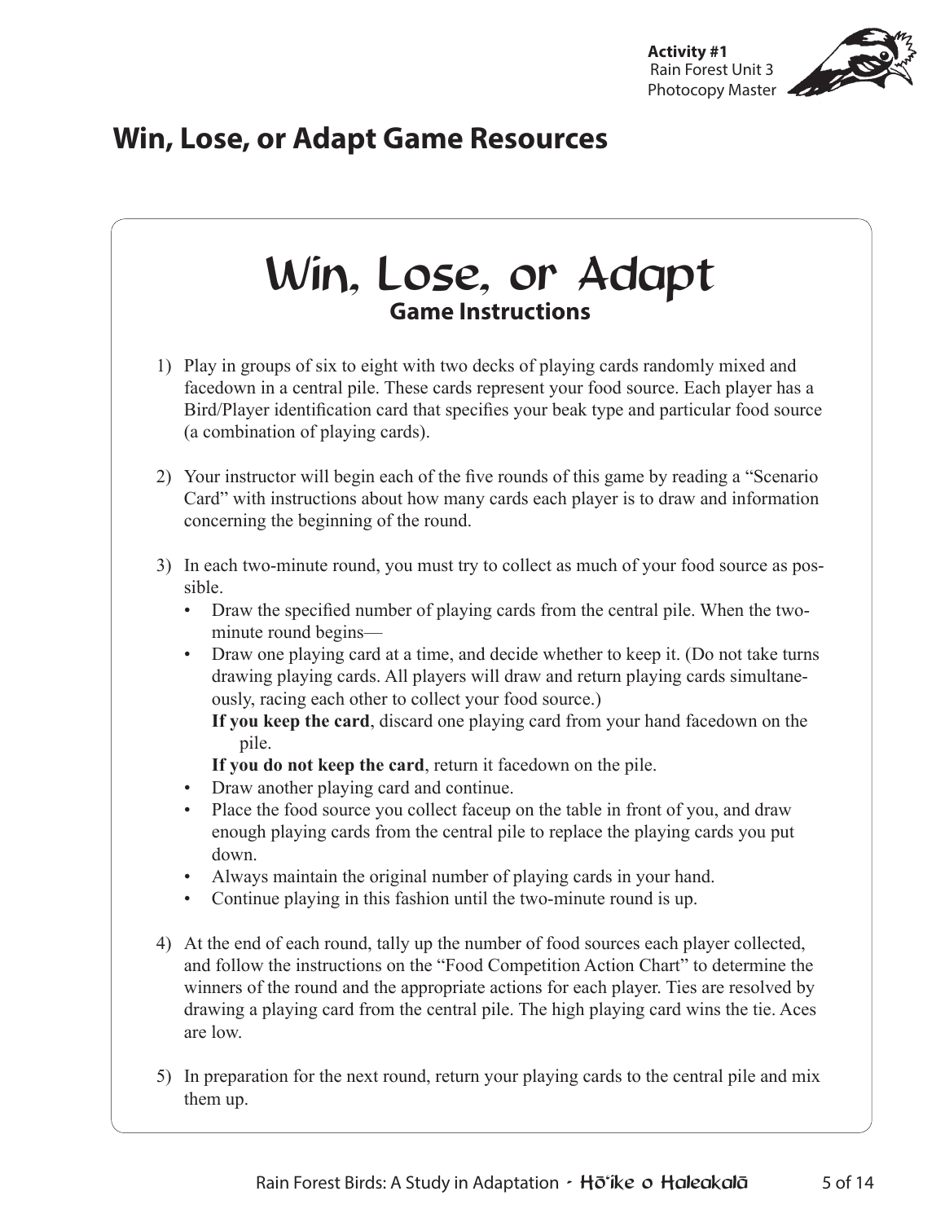Activity #1
Rain Forest Unit 3
Photocopy Master

# Win, Lose, or Adapt Game Resources

## Win, Lose, or Adapt

### Game Instructions

1) Play in groups of six to eight with two decks of playing cards randomly mixed and facedown in a central pile. These cards represent your food source. Each player has a Bird/Player identification card that specifies your beak type and particular food source (a combination of playing cards).

2) Your instructor will begin each of the five rounds of this game by reading a "Scenario Card" with instructions about how many cards each player is to draw and information concerning the beginning of the round.

3) In each two-minute round, you must try to collect as much of your food source as possible.
   - Draw the specified number of playing cards from the central pile. When the two-minute round begins—
   - Draw one playing card at a time, and decide whether to keep it. (Do not take turns drawing playing cards. All players will draw and return playing cards simultaneously, racing each other to collect your food source.)
     **If you keep the card**, discard one playing card from your hand facedown on the pile.
     **If you do not keep the card**, return it facedown on the pile.
   - Draw another playing card and continue.
   - Place the food source you collect faceup on the table in front of you, and draw enough playing cards from the central pile to replace the playing cards you put down.
   - Always maintain the original number of playing cards in your hand.
   - Continue playing in this fashion until the two-minute round is up.

4) At the end of each round, tally up the number of food sources each player collected, and follow the instructions on the "Food Competition Action Chart" to determine the winners of the round and the appropriate actions for each player. Ties are resolved by drawing a playing card from the central pile. The high playing card wins the tie. Aces are low.

5) In preparation for the next round, return your playing cards to the central pile and mix them up.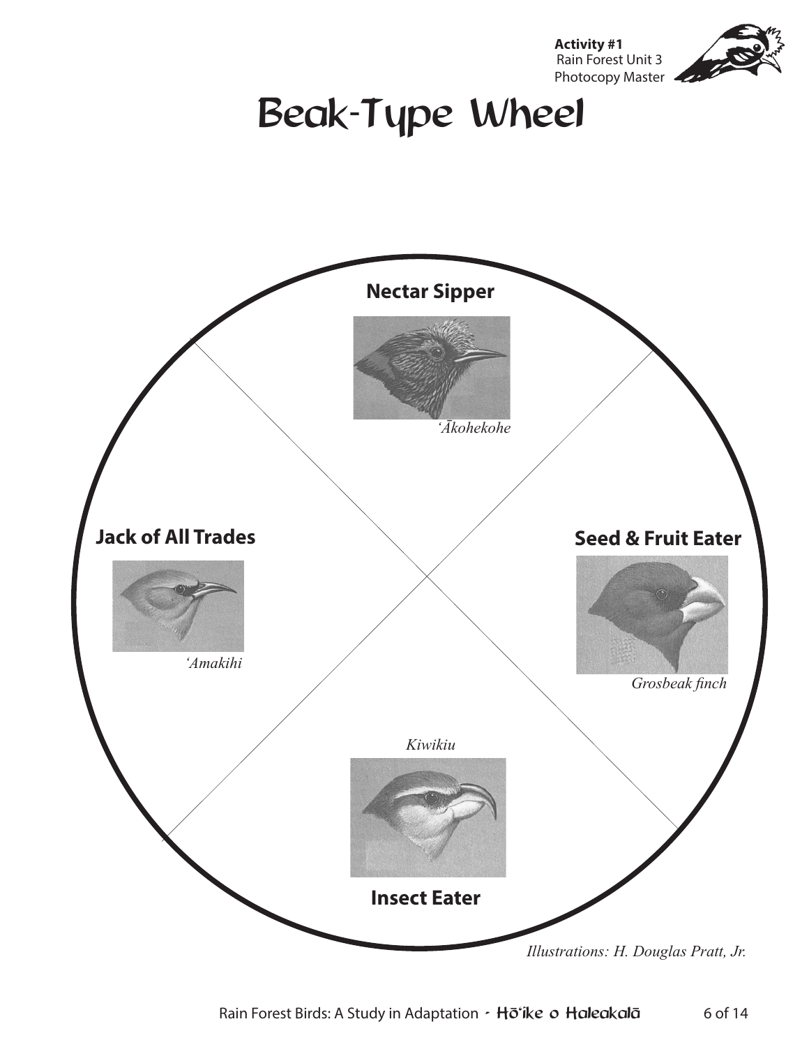Activity #1
Rain Forest Unit 3
Photocopy Master

# Beak-Type Wheel

**Nectar Sipper**

*ʻĀkohekohe*

**Jack of All Trades**

*ʻAmakihi*

**Seed & Fruit Eater**

*Grosbeak finch*

*Kiwikiu*

**Insect Eater**

*Illustrations: H. Douglas Pratt, Jr.*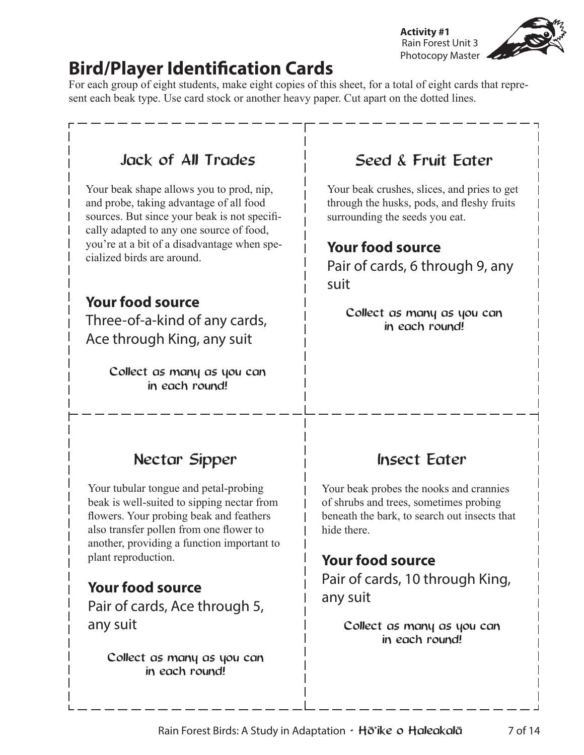Activity #1
Rain Forest Unit 3
Photocopy Master

# Bird/Player Identification Cards

For each group of eight students, make eight copies of this sheet, for a total of eight cards that represent each beak type. Use card stock or another heavy paper. Cut apart on the dotted lines.

## Jack of All Trades

Your beak shape allows you to prod, nip, and probe, taking advantage of all food sources. But since your beak is not specifically adapted to any one source of food, you're at a bit of a disadvantage when specialized birds are around.

**Your food source**

Three-of-a-kind of any cards, Ace through King, any suit

Collect as many as you can in each round!

## Seed & Fruit Eater

Your beak crushes, slices, and pries to get through the husks, pods, and fleshy fruits surrounding the seeds you eat.

**Your food source**

Pair of cards, 6 through 9, any suit

Collect as many as you can in each round!

## Nectar Sipper

Your tubular tongue and petal-probing beak is well-suited to sipping nectar from flowers. Your probing beak and feathers also transfer pollen from one flower to another, providing a function important to plant reproduction.

**Your food source**

Pair of cards, Ace through 5, any suit

Collect as many as you can in each round!

## Insect Eater

Your beak probes the nooks and crannies of shrubs and trees, sometimes probing beneath the bark, to search out insects that hide there.

**Your food source**

Pair of cards, 10 through King, any suit

Collect as many as you can in each round!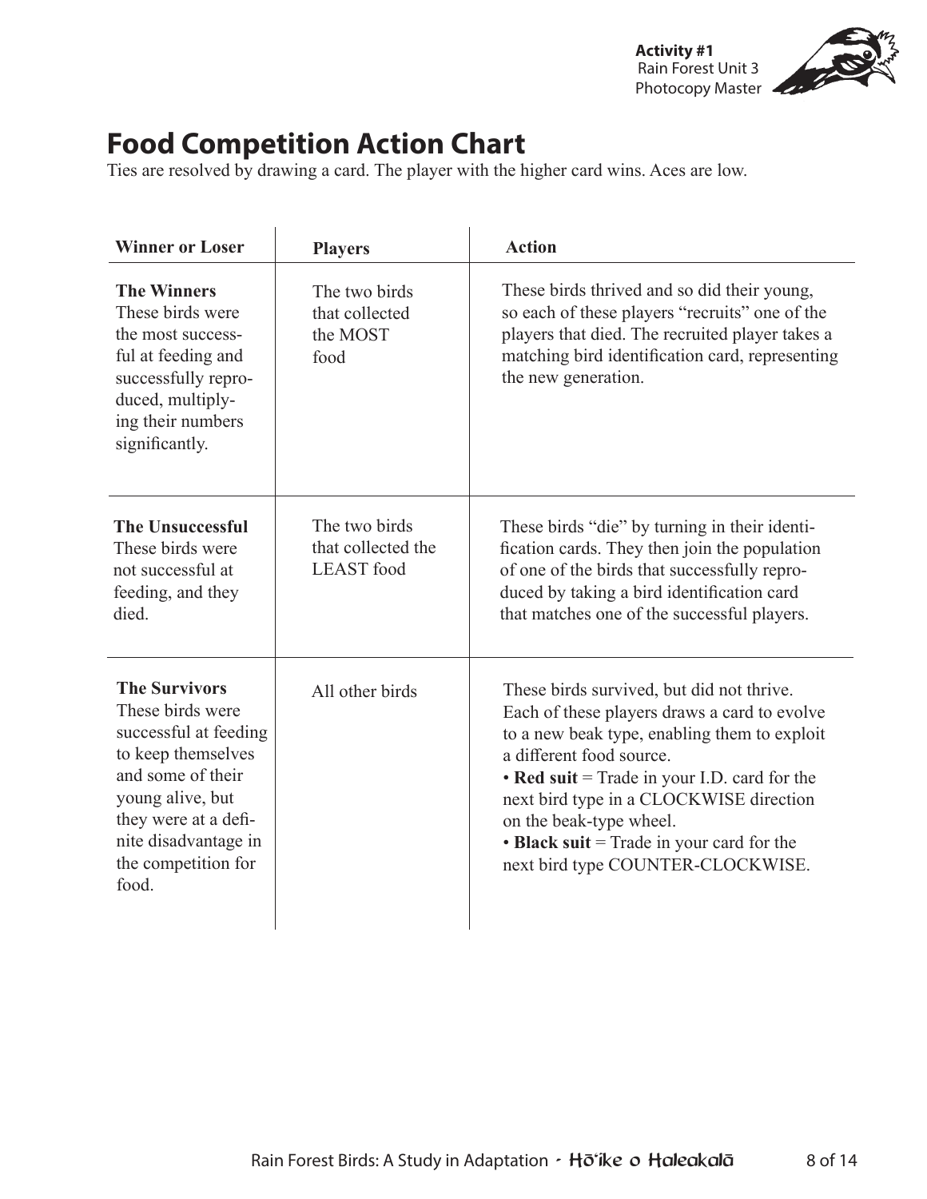# Food Competition Action Chart

Ties are resolved by drawing a card. The player with the higher card wins. Aces are low.

| Winner or Loser | Players | Action |
|---|---|---|
| **The Winners** These birds were the most successful at feeding and successfully reproduced, multiplying their numbers significantly. | The two birds that collected the MOST food | These birds thrived and so did their young, so each of these players "recruits" one of the players that died. The recruited player takes a matching bird identification card, representing the new generation. |
| **The Unsuccessful** These birds were not successful at feeding, and they died. | The two birds that collected the LEAST food | These birds "die" by turning in their identification cards. They then join the population of one of the birds that successfully reproduced by taking a bird identification card that matches one of the successful players. |
| **The Survivors** These birds were successful at feeding to keep themselves and some of their young alive, but they were at a definite disadvantage in the competition for food. | All other birds | These birds survived, but did not thrive. Each of these players draws a card to evolve to a new beak type, enabling them to exploit a different food source. • **Red suit** = Trade in your I.D. card for the next bird type in a CLOCKWISE direction on the beak-type wheel. • **Black suit** = Trade in your card for the next bird type COUNTER-CLOCKWISE. |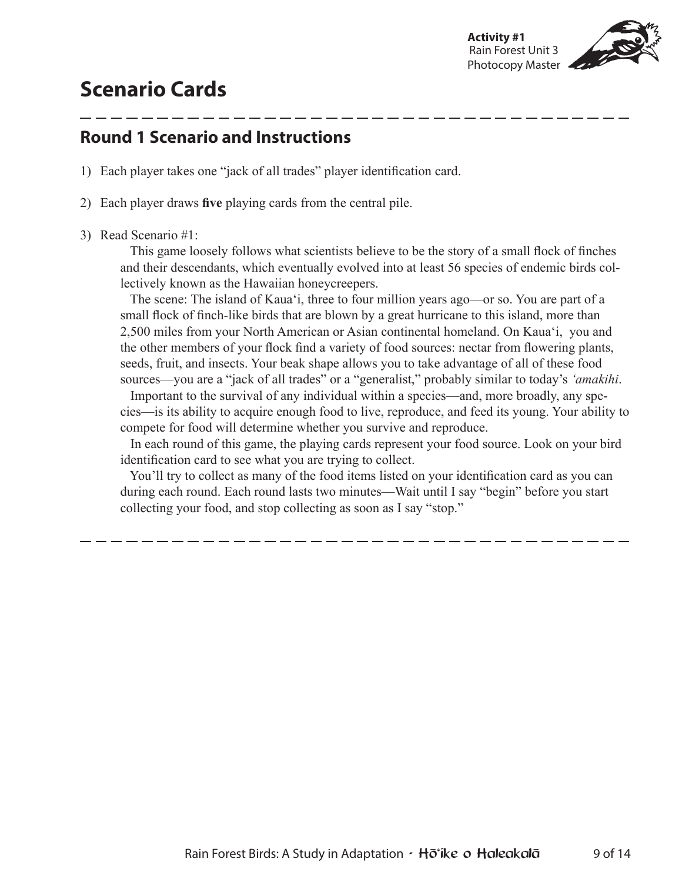# Scenario Cards

## Round 1 Scenario and Instructions

1) Each player takes one "jack of all trades" player identification card.

2) Each player draws **five** playing cards from the central pile.

3) Read Scenario #1:

   This game loosely follows what scientists believe to be the story of a small flock of finches and their descendants, which eventually evolved into at least 56 species of endemic birds collectively known as the Hawaiian honeycreepers.

   The scene: The island of Kaua'i, three to four million years ago—or so. You are part of a small flock of finch-like birds that are blown by a great hurricane to this island, more than 2,500 miles from your North American or Asian continental homeland. On Kaua'i, you and the other members of your flock find a variety of food sources: nectar from flowering plants, seeds, fruit, and insects. Your beak shape allows you to take advantage of all of these food sources—you are a "jack of all trades" or a "generalist," probably similar to today's *'amakihi*.

   Important to the survival of any individual within a species—and, more broadly, any species—is its ability to acquire enough food to live, reproduce, and feed its young. Your ability to compete for food will determine whether you survive and reproduce.

   In each round of this game, the playing cards represent your food source. Look on your bird identification card to see what you are trying to collect.

   You'll try to collect as many of the food items listed on your identification card as you can during each round. Each round lasts two minutes—Wait until I say "begin" before you start collecting your food, and stop collecting as soon as I say "stop."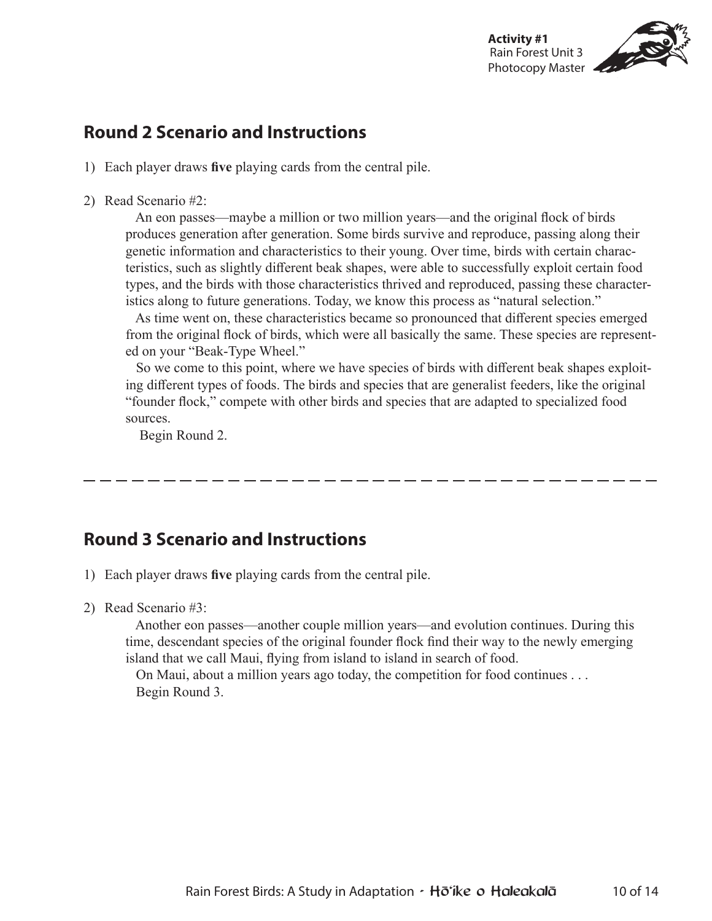## Round 2 Scenario and Instructions

1) Each player draws **five** playing cards from the central pile.

2) Read Scenario #2:

   An eon passes—maybe a million or two million years—and the original flock of birds produces generation after generation. Some birds survive and reproduce, passing along their genetic information and characteristics to their young. Over time, birds with certain characteristics, such as slightly different beak shapes, were able to successfully exploit certain food types, and the birds with those characteristics thrived and reproduced, passing these characteristics along to future generations. Today, we know this process as "natural selection."

   As time went on, these characteristics became so pronounced that different species emerged from the original flock of birds, which were all basically the same. These species are represented on your "Beak-Type Wheel."

   So we come to this point, where we have species of birds with different beak shapes exploiting different types of foods. The birds and species that are generalist feeders, like the original "founder flock," compete with other birds and species that are adapted to specialized food sources.

   Begin Round 2.

---

## Round 3 Scenario and Instructions

1) Each player draws **five** playing cards from the central pile.

2) Read Scenario #3:

   Another eon passes—another couple million years—and evolution continues. During this time, descendant species of the original founder flock find their way to the newly emerging island that we call Maui, flying from island to island in search of food.

   On Maui, about a million years ago today, the competition for food continues . . .

   Begin Round 3.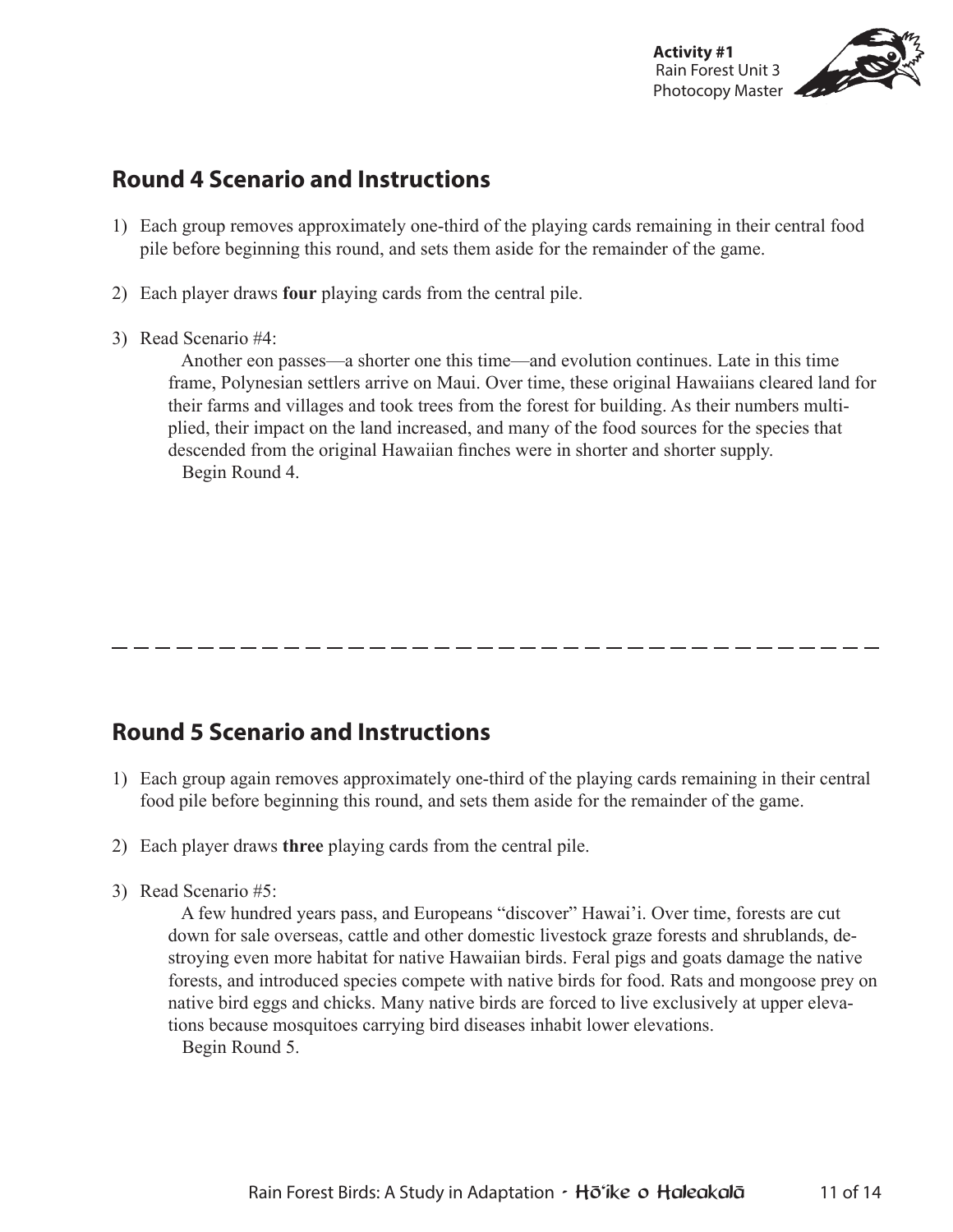## Round 4 Scenario and Instructions

1) Each group removes approximately one-third of the playing cards remaining in their central food pile before beginning this round, and sets them aside for the remainder of the game.

2) Each player draws **four** playing cards from the central pile.

3) Read Scenario #4:

   Another eon passes—a shorter one this time—and evolution continues. Late in this time frame, Polynesian settlers arrive on Maui. Over time, these original Hawaiians cleared land for their farms and villages and took trees from the forest for building. As their numbers multiplied, their impact on the land increased, and many of the food sources for the species that descended from the original Hawaiian finches were in shorter and shorter supply.

   Begin Round 4.

---

## Round 5 Scenario and Instructions

1) Each group again removes approximately one-third of the playing cards remaining in their central food pile before beginning this round, and sets them aside for the remainder of the game.

2) Each player draws **three** playing cards from the central pile.

3) Read Scenario #5:

   A few hundred years pass, and Europeans "discover" Hawai'i. Over time, forests are cut down for sale overseas, cattle and other domestic livestock graze forests and shrublands, destroying even more habitat for native Hawaiian birds. Feral pigs and goats damage the native forests, and introduced species compete with native birds for food. Rats and mongoose prey on native bird eggs and chicks. Many native birds are forced to live exclusively at upper elevations because mosquitoes carrying bird diseases inhabit lower elevations.

   Begin Round 5.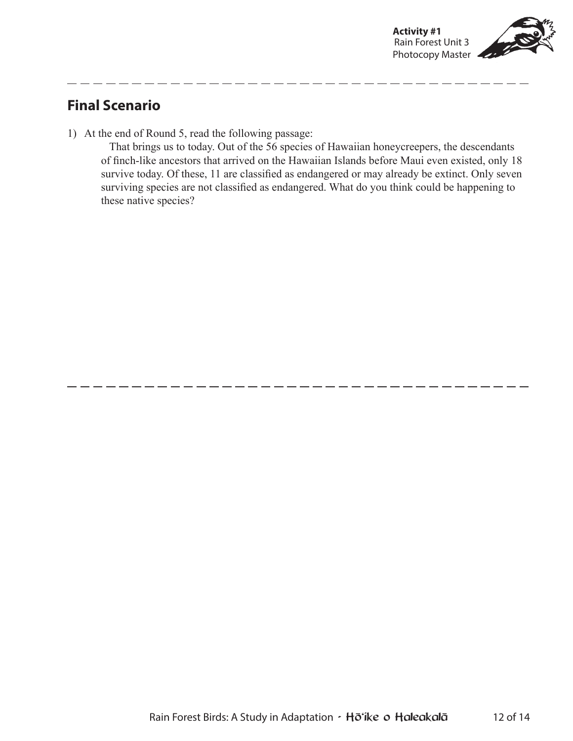## Final Scenario

1) At the end of Round 5, read the following passage:

   That brings us to today. Out of the 56 species of Hawaiian honeycreepers, the descendants of finch-like ancestors that arrived on the Hawaiian Islands before Maui even existed, only 18 survive today. Of these, 11 are classified as endangered or may already be extinct. Only seven surviving species are not classified as endangered. What do you think could be happening to these native species?